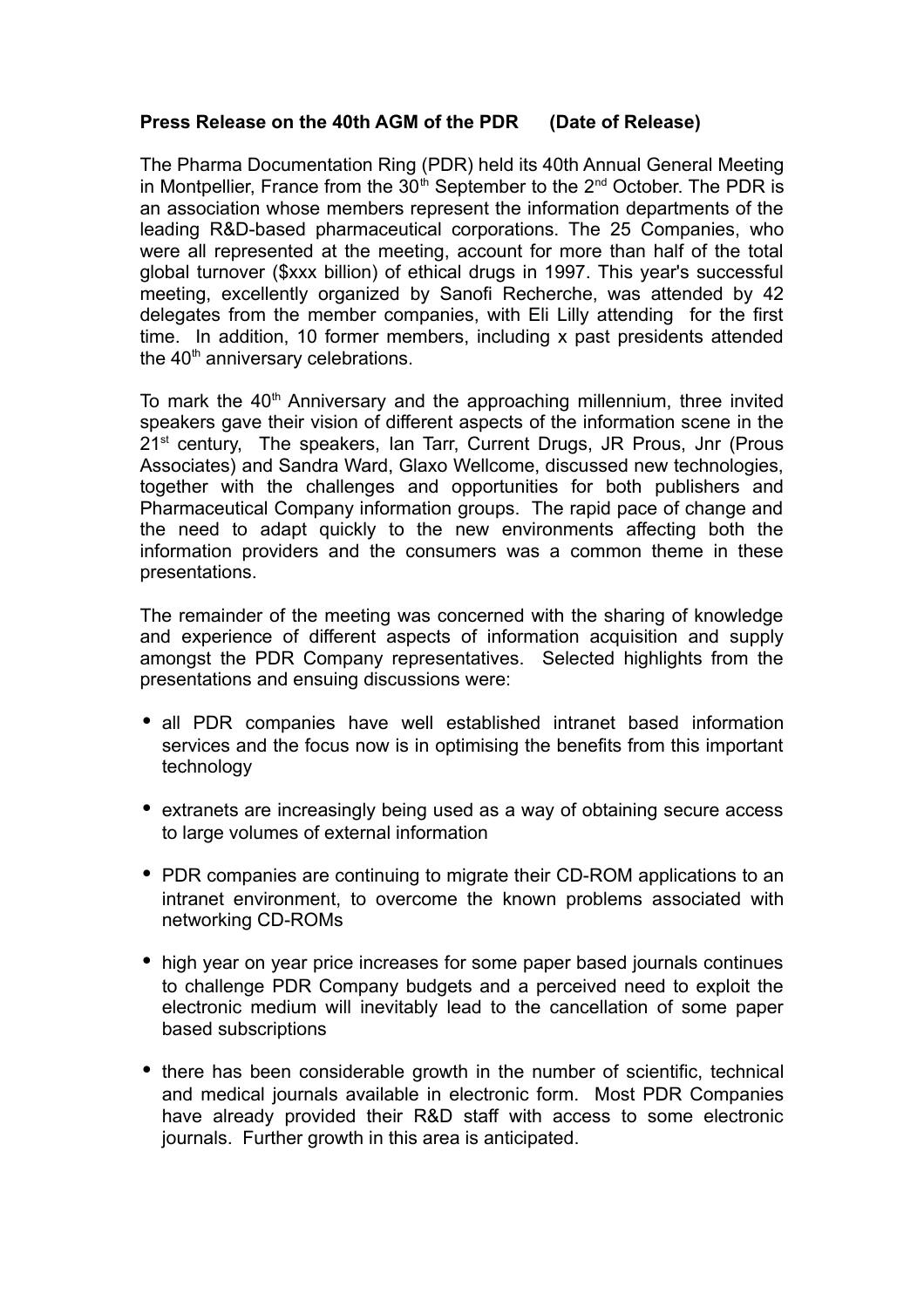**Press Release on the 40th AGM of the PDR (Date of Release)**

The Pharma Documentation Ring (PDR) held its 40th Annual General Meeting in Montpellier, France from the 30th September to the 2nd October. The PDR is an association whose members represent the information departments of the leading R&D-based pharmaceutical corporations. The 25 Companies, who were all represented at the meeting, account for more than half of the total global turnover ($xxx billion) of ethical drugs in 1997. This year's successful meeting, excellently organized by Sanofi Recherche, was attended by 42 delegates from the member companies, with Eli Lilly attending for the first time. In addition, 10 former members, including x past presidents attended the 40th anniversary celebrations.

To mark the 40th Anniversary and the approaching millennium, three invited speakers gave their vision of different aspects of the information scene in the 21st century, The speakers, Ian Tarr, Current Drugs, JR Prous, Jnr (Prous Associates) and Sandra Ward, Glaxo Wellcome, discussed new technologies, together with the challenges and opportunities for both publishers and Pharmaceutical Company information groups. The rapid pace of change and the need to adapt quickly to the new environments affecting both the information providers and the consumers was a common theme in these presentations.

The remainder of the meeting was concerned with the sharing of knowledge and experience of different aspects of information acquisition and supply amongst the PDR Company representatives. Selected highlights from the presentations and ensuing discussions were:

- all PDR companies have well established intranet based information services and the focus now is in optimising the benefits from this important technology
- extranets are increasingly being used as a way of obtaining secure access to large volumes of external information
- PDR companies are continuing to migrate their CD-ROM applications to an intranet environment, to overcome the known problems associated with networking CD-ROMs
- high year on year price increases for some paper based journals continues to challenge PDR Company budgets and a perceived need to exploit the electronic medium will inevitably lead to the cancellation of some paper based subscriptions
- there has been considerable growth in the number of scientific, technical and medical journals available in electronic form. Most PDR Companies have already provided their R&D staff with access to some electronic journals. Further growth in this area is anticipated.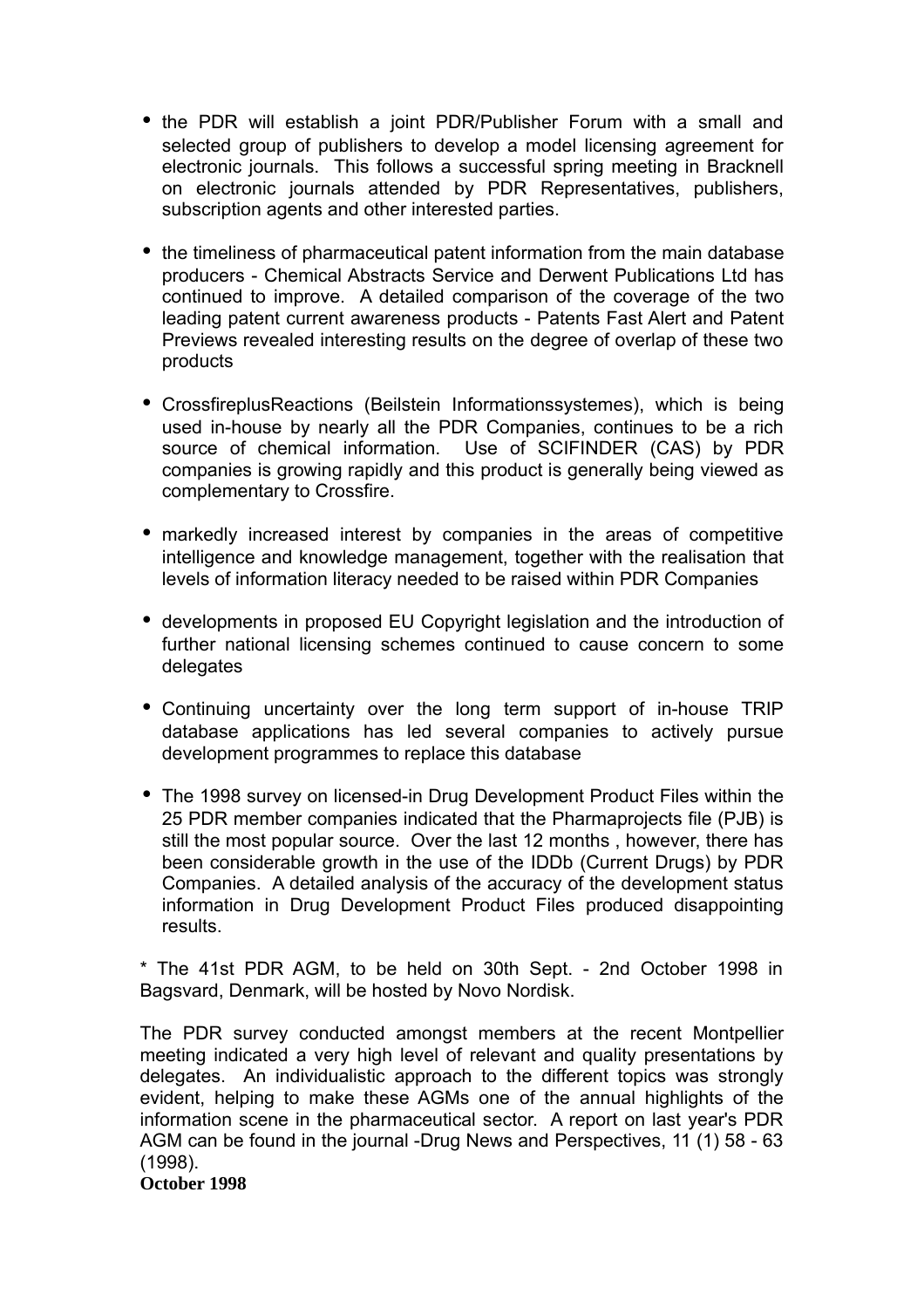- the PDR will establish a joint PDR/Publisher Forum with a small and selected group of publishers to develop a model licensing agreement for electronic journals. This follows a successful spring meeting in Bracknell on electronic journals attended by PDR Representatives, publishers, subscription agents and other interested parties.

- the timeliness of pharmaceutical patent information from the main database producers - Chemical Abstracts Service and Derwent Publications Ltd has continued to improve. A detailed comparison of the coverage of the two leading patent current awareness products - Patents Fast Alert and Patent Previews revealed interesting results on the degree of overlap of these two products

- CrossfireplusReactions (Beilstein Informationssystemes), which is being used in-house by nearly all the PDR Companies, continues to be a rich source of chemical information. Use of SCIFINDER (CAS) by PDR companies is growing rapidly and this product is generally being viewed as complementary to Crossfire.

- markedly increased interest by companies in the areas of competitive intelligence and knowledge management, together with the realisation that levels of information literacy needed to be raised within PDR Companies

- developments in proposed EU Copyright legislation and the introduction of further national licensing schemes continued to cause concern to some delegates

- Continuing uncertainty over the long term support of in-house TRIP database applications has led several companies to actively pursue development programmes to replace this database

- The 1998 survey on licensed-in Drug Development Product Files within the 25 PDR member companies indicated that the Pharmaprojects file (PJB) is still the most popular source. Over the last 12 months , however, there has been considerable growth in the use of the IDDb (Current Drugs) by PDR Companies. A detailed analysis of the accuracy of the development status information in Drug Development Product Files produced disappointing results.

* The 41st PDR AGM, to be held on 30th Sept. - 2nd October 1998 in Bagsvard, Denmark, will be hosted by Novo Nordisk.

The PDR survey conducted amongst members at the recent Montpellier meeting indicated a very high level of relevant and quality presentations by delegates. An individualistic approach to the different topics was strongly evident, helping to make these AGMs one of the annual highlights of the information scene in the pharmaceutical sector. A report on last year's PDR AGM can be found in the journal -Drug News and Perspectives, 11 (1) 58 - 63 (1998).

**October 1998**